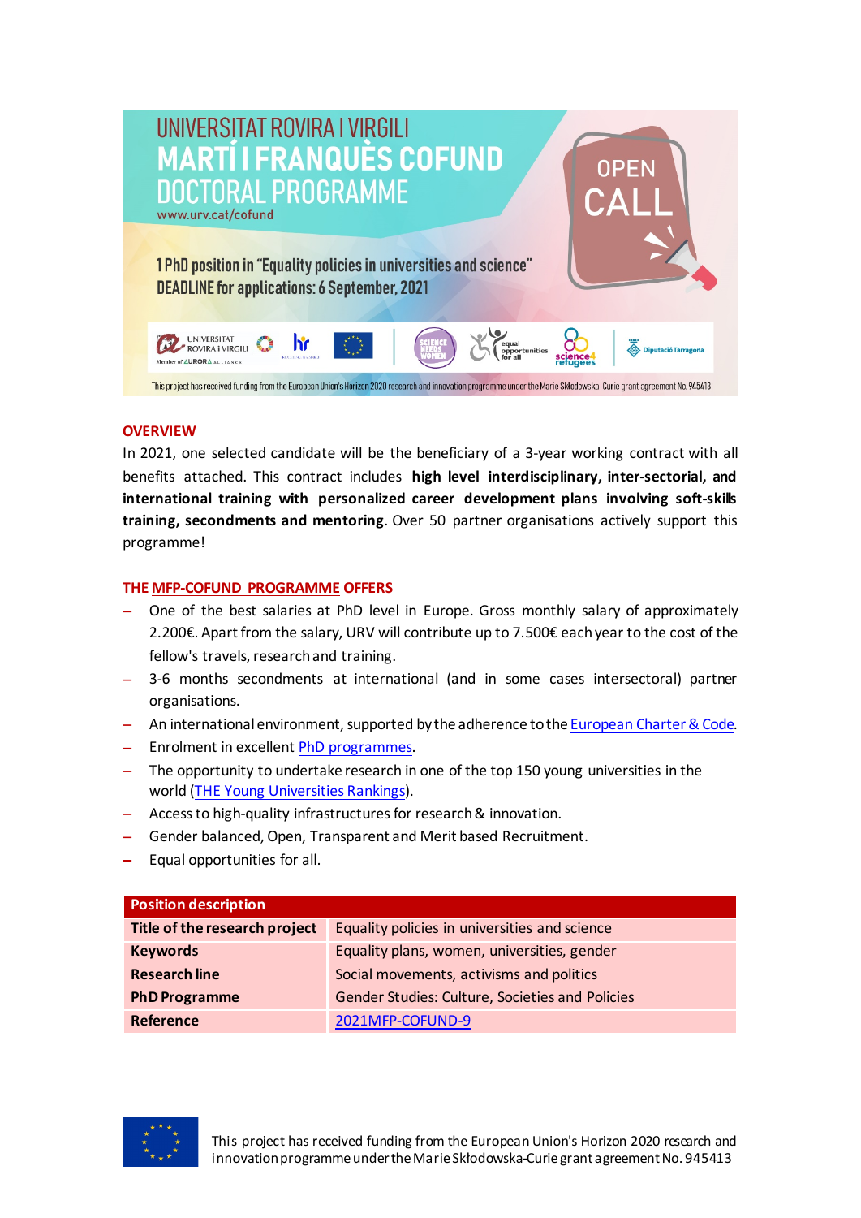# UNIVERSITAT ROVIRA I VIRGILI MARTÍ I FRANQUÈS COFUND DOCTORAL PROGRAMME

www.urv.cat/cofund

OPEN CALL

1 PhD position in "Equality policies in universities and science"
DEADLINE for applications: 6 September, 2021

This project has received funding from the European Union's Horizon 2020 research and innovation programme under the Marie Skłodowska-Curie grant agreement No. 945413

## OVERVIEW

In 2021, one selected candidate will be the beneficiary of a 3-year working contract with all benefits attached. This contract includes **high level interdisciplinary, inter-sectorial, and international training with personalized career development plans involving soft-skills training, secondments and mentoring**. Over 50 partner organisations actively support this programme!

## THE MFP-COFUND PROGRAMME OFFERS

- One of the best salaries at PhD level in Europe. Gross monthly salary of approximately 2.200€. Apart from the salary, URV will contribute up to 7.500€ each year to the cost of the fellow's travels, research and training.
- 3-6 months secondments at international (and in some cases intersectoral) partner organisations.
- An international environment, supported by the adherence to the European Charter & Code.
- Enrolment in excellent PhD programmes.
- The opportunity to undertake research in one of the top 150 young universities in the world (THE Young Universities Rankings).
- Access to high-quality infrastructures for research & innovation.
- Gender balanced, Open, Transparent and Merit based Recruitment.
- Equal opportunities for all.

| Position description | |
|---|---|
| **Title of the research project** | Equality policies in universities and science |
| **Keywords** | Equality plans, women, universities, gender |
| **Research line** | Social movements, activisms and politics |
| **PhD Programme** | Gender Studies: Culture, Societies and Policies |
| **Reference** | 2021MFP-COFUND-9 |

This project has received funding from the European Union's Horizon 2020 research and innovation programme under the Marie Skłodowska-Curie grant agreement No. 945413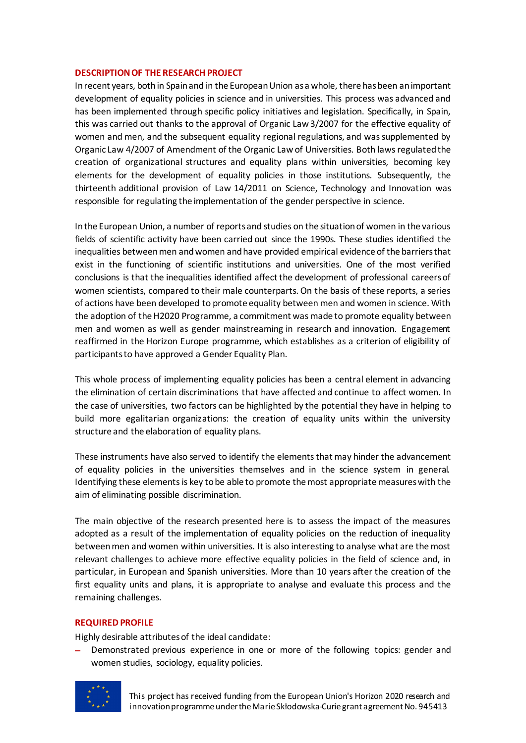## DESCRIPTION OF THE RESEARCH PROJECT

In recent years, both in Spain and in the European Union as a whole, there has been an important development of equality policies in science and in universities. This process was advanced and has been implemented through specific policy initiatives and legislation. Specifically, in Spain, this was carried out thanks to the approval of Organic Law 3/2007 for the effective equality of women and men, and the subsequent equality regional regulations, and was supplemented by Organic Law 4/2007 of Amendment of the Organic Law of Universities. Both laws regulated the creation of organizational structures and equality plans within universities, becoming key elements for the development of equality policies in those institutions. Subsequently, the thirteenth additional provision of Law 14/2011 on Science, Technology and Innovation was responsible for regulating the implementation of the gender perspective in science.

In the European Union, a number of reports and studies on the situation of women in the various fields of scientific activity have been carried out since the 1990s. These studies identified the inequalities between men and women and have provided empirical evidence of the barriers that exist in the functioning of scientific institutions and universities. One of the most verified conclusions is that the inequalities identified affect the development of professional careers of women scientists, compared to their male counterparts. On the basis of these reports, a series of actions have been developed to promote equality between men and women in science. With the adoption of the H2020 Programme, a commitment was made to promote equality between men and women as well as gender mainstreaming in research and innovation. Engagement reaffirmed in the Horizon Europe programme, which establishes as a criterion of eligibility of participants to have approved a Gender Equality Plan.

This whole process of implementing equality policies has been a central element in advancing the elimination of certain discriminations that have affected and continue to affect women. In the case of universities, two factors can be highlighted by the potential they have in helping to build more egalitarian organizations: the creation of equality units within the university structure and the elaboration of equality plans.

These instruments have also served to identify the elements that may hinder the advancement of equality policies in the universities themselves and in the science system in general. Identifying these elements is key to be able to promote the most appropriate measures with the aim of eliminating possible discrimination.

The main objective of the research presented here is to assess the impact of the measures adopted as a result of the implementation of equality policies on the reduction of inequality between men and women within universities. It is also interesting to analyse what are the most relevant challenges to achieve more effective equality policies in the field of science and, in particular, in European and Spanish universities. More than 10 years after the creation of the first equality units and plans, it is appropriate to analyse and evaluate this process and the remaining challenges.

## REQUIRED PROFILE

Highly desirable attributes of the ideal candidate:

- Demonstrated previous experience in one or more of the following topics: gender and women studies, sociology, equality policies.

This project has received funding from the European Union's Horizon 2020 research and innovation programme under the Marie Skłodowska-Curie grant agreement No. 945413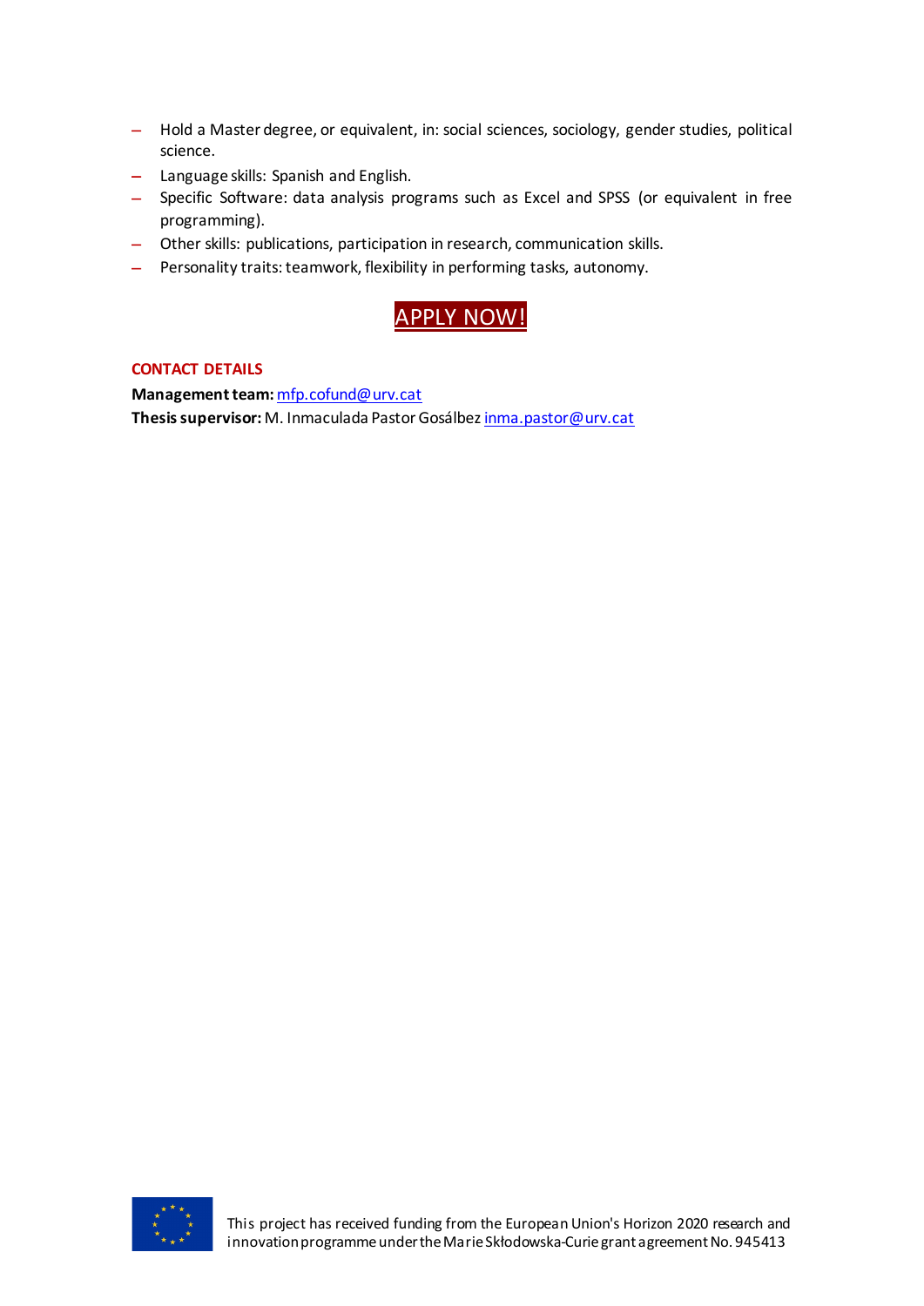- Hold a Master degree, or equivalent, in: social sciences, sociology, gender studies, political science.
- Language skills: Spanish and English.
- Specific Software: data analysis programs such as Excel and SPSS (or equivalent in free programming).
- Other skills: publications, participation in research, communication skills.
- Personality traits: teamwork, flexibility in performing tasks, autonomy.

**APPLY NOW!**

## CONTACT DETAILS

**Management team:** mfp.cofund@urv.cat
**Thesis supervisor:** M. Inmaculada Pastor Gosálbez inma.pastor@urv.cat

This project has received funding from the European Union's Horizon 2020 research and innovation programme under the Marie Skłodowska-Curie grant agreement No. 945413